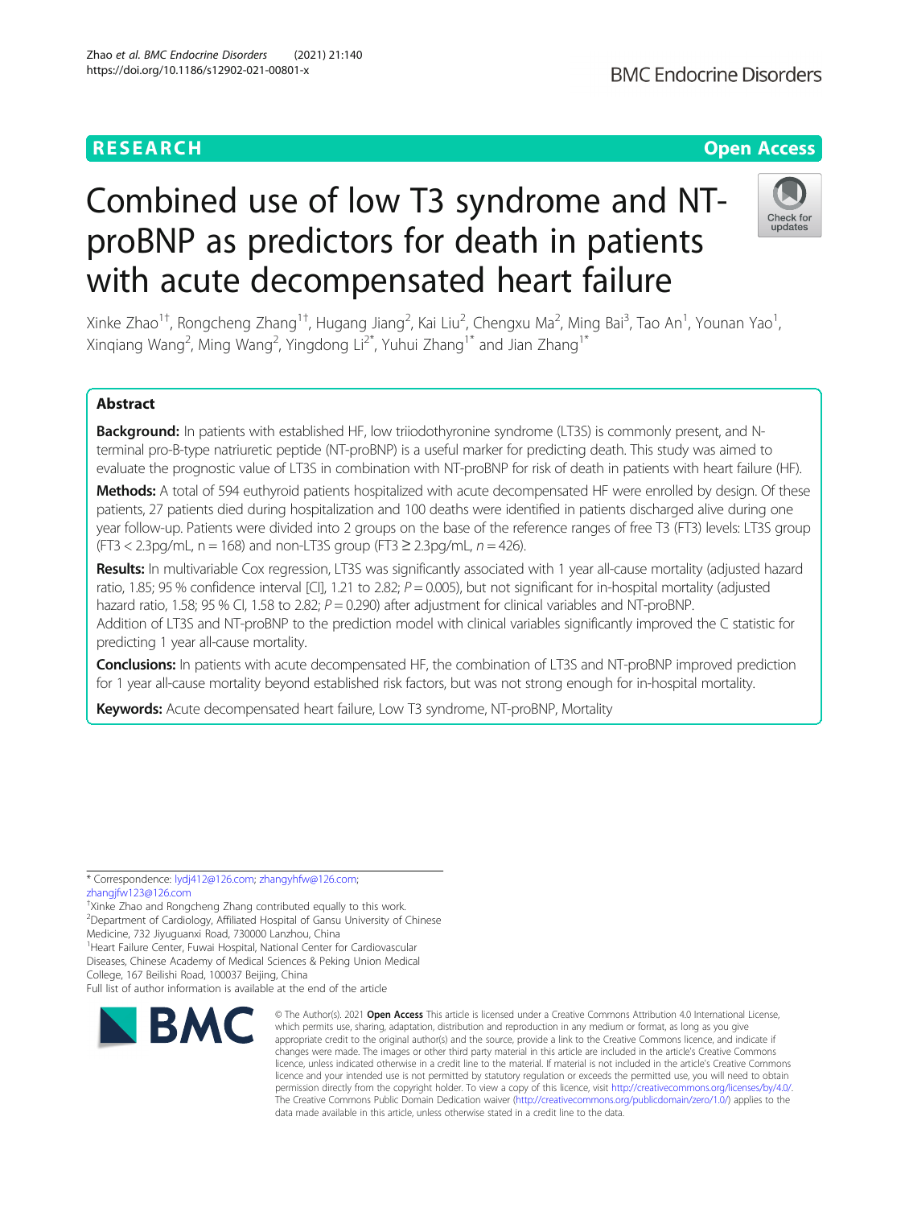RESEARCH

Open Access

# Combined use of low T3 syndrome and NT-proBNP as predictors for death in patients with acute decompensated heart failure

Xinke Zhao[1†], Rongcheng Zhang[1†], Hugang Jiang[2], Kai Liu[2], Chengxu Ma[2], Ming Bai[3], Tao An[1], Younan Yao[1], Xinqiang Wang[2], Ming Wang[2], Yingdong Li[2*], Yuhui Zhang[1*] and Jian Zhang[1*]

## Abstract

**Background:** In patients with established HF, low triiodothyronine syndrome (LT3S) is commonly present, and N-terminal pro-B-type natriuretic peptide (NT-proBNP) is a useful marker for predicting death. This study was aimed to evaluate the prognostic value of LT3S in combination with NT-proBNP for risk of death in patients with heart failure (HF).

**Methods:** A total of 594 euthyroid patients hospitalized with acute decompensated HF were enrolled by design. Of these patients, 27 patients died during hospitalization and 100 deaths were identified in patients discharged alive during one year follow-up. Patients were divided into 2 groups on the base of the reference ranges of free T3 (FT3) levels: LT3S group (FT3 < 2.3pg/mL, n = 168) and non-LT3S group (FT3 ≥ 2.3pg/mL, *n* = 426).

**Results:** In multivariable Cox regression, LT3S was significantly associated with 1 year all-cause mortality (adjusted hazard ratio, 1.85; 95 % confidence interval [CI], 1.21 to 2.82; *P* = 0.005), but not significant for in-hospital mortality (adjusted hazard ratio, 1.58; 95 % CI, 1.58 to 2.82; *P* = 0.290) after adjustment for clinical variables and NT-proBNP.
Addition of LT3S and NT-proBNP to the prediction model with clinical variables significantly improved the C statistic for predicting 1 year all-cause mortality.

**Conclusions:** In patients with acute decompensated HF, the combination of LT3S and NT-proBNP improved prediction for 1 year all-cause mortality beyond established risk factors, but was not strong enough for in-hospital mortality.

**Keywords:** Acute decompensated heart failure, Low T3 syndrome, NT-proBNP, Mortality

---

* Correspondence: lydj412@126.com; zhangyhfw@126.com; zhangjfw123@126.com
†Xinke Zhao and Rongcheng Zhang contributed equally to this work.
[2]Department of Cardiology, Affiliated Hospital of Gansu University of Chinese Medicine, 732 Jiyuguanxi Road, 730000 Lanzhou, China
[1]Heart Failure Center, Fuwai Hospital, National Center for Cardiovascular Diseases, Chinese Academy of Medical Sciences & Peking Union Medical College, 167 Beilishi Road, 100037 Beijing, China
Full list of author information is available at the end of the article

© The Author(s). 2021 **Open Access** This article is licensed under a Creative Commons Attribution 4.0 International License, which permits use, sharing, adaptation, distribution and reproduction in any medium or format, as long as you give appropriate credit to the original author(s) and the source, provide a link to the Creative Commons licence, and indicate if changes were made. The images or other third party material in this article are included in the article's Creative Commons licence, unless indicated otherwise in a credit line to the material. If material is not included in the article's Creative Commons licence and your intended use is not permitted by statutory regulation or exceeds the permitted use, you will need to obtain permission directly from the copyright holder. To view a copy of this licence, visit http://creativecommons.org/licenses/by/4.0/. The Creative Commons Public Domain Dedication waiver (http://creativecommons.org/publicdomain/zero/1.0/) applies to the data made available in this article, unless otherwise stated in a credit line to the data.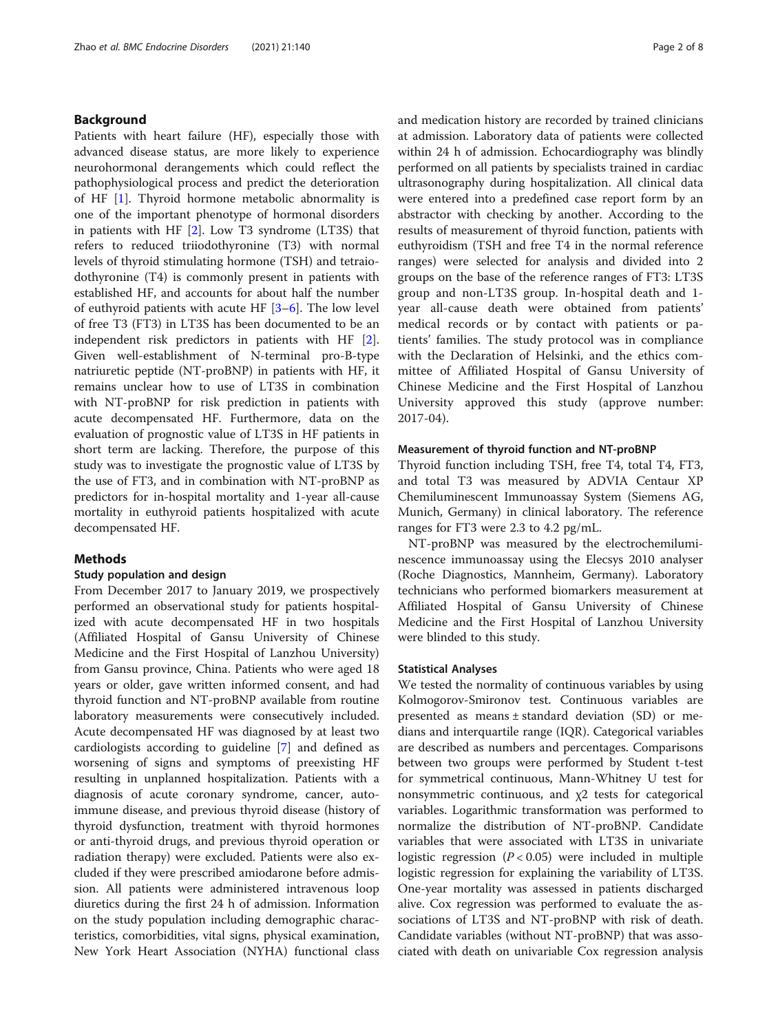## Background

Patients with heart failure (HF), especially those with advanced disease status, are more likely to experience neurohormonal derangements which could reflect the pathophysiological process and predict the deterioration of HF [1]. Thyroid hormone metabolic abnormality is one of the important phenotype of hormonal disorders in patients with HF [2]. Low T3 syndrome (LT3S) that refers to reduced triiodothyronine (T3) with normal levels of thyroid stimulating hormone (TSH) and tetraiodothyronine (T4) is commonly present in patients with established HF, and accounts for about half the number of euthyroid patients with acute HF [3–6]. The low level of free T3 (FT3) in LT3S has been documented to be an independent risk predictors in patients with HF [2]. Given well-establishment of N-terminal pro-B-type natriuretic peptide (NT-proBNP) in patients with HF, it remains unclear how to use of LT3S in combination with NT-proBNP for risk prediction in patients with acute decompensated HF. Furthermore, data on the evaluation of prognostic value of LT3S in HF patients in short term are lacking. Therefore, the purpose of this study was to investigate the prognostic value of LT3S by the use of FT3, and in combination with NT-proBNP as predictors for in-hospital mortality and 1-year all-cause mortality in euthyroid patients hospitalized with acute decompensated HF.

## Methods

### Study population and design

From December 2017 to January 2019, we prospectively performed an observational study for patients hospitalized with acute decompensated HF in two hospitals (Affiliated Hospital of Gansu University of Chinese Medicine and the First Hospital of Lanzhou University) from Gansu province, China. Patients who were aged 18 years or older, gave written informed consent, and had thyroid function and NT-proBNP available from routine laboratory measurements were consecutively included. Acute decompensated HF was diagnosed by at least two cardiologists according to guideline [7] and defined as worsening of signs and symptoms of preexisting HF resulting in unplanned hospitalization. Patients with a diagnosis of acute coronary syndrome, cancer, autoimmune disease, and previous thyroid disease (history of thyroid dysfunction, treatment with thyroid hormones or anti-thyroid drugs, and previous thyroid operation or radiation therapy) were excluded. Patients were also excluded if they were prescribed amiodarone before admission. All patients were administered intravenous loop diuretics during the first 24 h of admission. Information on the study population including demographic characteristics, comorbidities, vital signs, physical examination, New York Heart Association (NYHA) functional class and medication history are recorded by trained clinicians at admission. Laboratory data of patients were collected within 24 h of admission. Echocardiography was blindly performed on all patients by specialists trained in cardiac ultrasonography during hospitalization. All clinical data were entered into a predefined case report form by an abstractor with checking by another. According to the results of measurement of thyroid function, patients with euthyroidism (TSH and free T4 in the normal reference ranges) were selected for analysis and divided into 2 groups on the base of the reference ranges of FT3: LT3S group and non-LT3S group. In-hospital death and 1-year all-cause death were obtained from patients' medical records or by contact with patients or patients' families. The study protocol was in compliance with the Declaration of Helsinki, and the ethics committee of Affiliated Hospital of Gansu University of Chinese Medicine and the First Hospital of Lanzhou University approved this study (approve number: 2017-04).

### Measurement of thyroid function and NT-proBNP

Thyroid function including TSH, free T4, total T4, FT3, and total T3 was measured by ADVIA Centaur XP Chemiluminescent Immunoassay System (Siemens AG, Munich, Germany) in clinical laboratory. The reference ranges for FT3 were 2.3 to 4.2 pg/mL.

NT-proBNP was measured by the electrochemiluminescence immunoassay using the Elecsys 2010 analyser (Roche Diagnostics, Mannheim, Germany). Laboratory technicians who performed biomarkers measurement at Affiliated Hospital of Gansu University of Chinese Medicine and the First Hospital of Lanzhou University were blinded to this study.

### Statistical Analyses

We tested the normality of continuous variables by using Kolmogorov-Smironov test. Continuous variables are presented as means ± standard deviation (SD) or medians and interquartile range (IQR). Categorical variables are described as numbers and percentages. Comparisons between two groups were performed by Student t-test for symmetrical continuous, Mann-Whitney U test for nonsymmetric continuous, and $\chi 2$ tests for categorical variables. Logarithmic transformation was performed to normalize the distribution of NT-proBNP. Candidate variables that were associated with LT3S in univariate logistic regression ($P < 0.05$) were included in multiple logistic regression for explaining the variability of LT3S. One-year mortality was assessed in patients discharged alive. Cox regression was performed to evaluate the associations of LT3S and NT-proBNP with risk of death. Candidate variables (without NT-proBNP) that was associated with death on univariable Cox regression analysis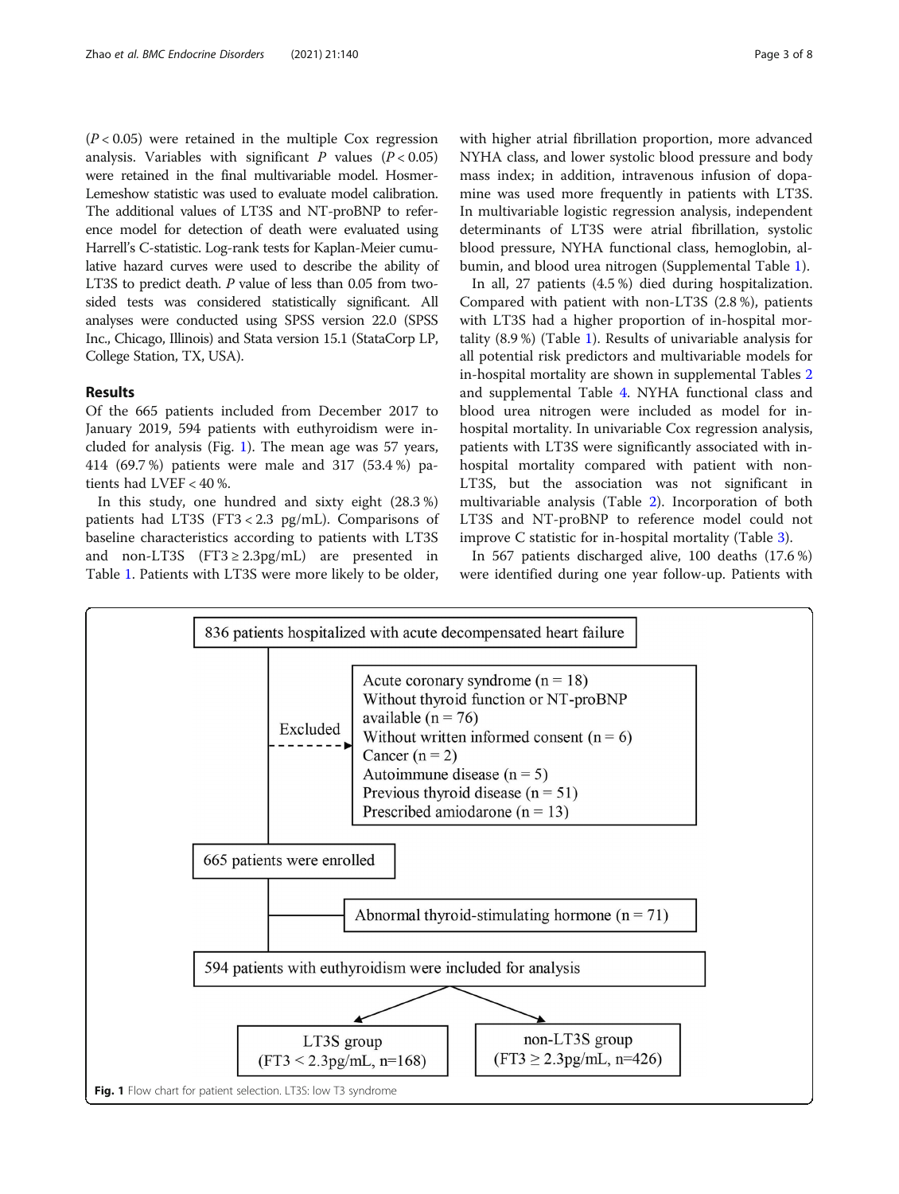($P < 0.05$) were retained in the multiple Cox regression analysis. Variables with significant P values ($P < 0.05$) were retained in the final multivariable model. Hosmer-Lemeshow statistic was used to evaluate model calibration. The additional values of LT3S and NT-proBNP to reference model for detection of death were evaluated using Harrell's C-statistic. Log-rank tests for Kaplan-Meier cumulative hazard curves were used to describe the ability of LT3S to predict death. P value of less than 0.05 from two-sided tests was considered statistically significant. All analyses were conducted using SPSS version 22.0 (SPSS Inc., Chicago, Illinois) and Stata version 15.1 (StataCorp LP, College Station, TX, USA).

## Results

Of the 665 patients included from December 2017 to January 2019, 594 patients with euthyroidism were included for analysis (Fig. 1). The mean age was 57 years, 414 (69.7 %) patients were male and 317 (53.4 %) patients had LVEF < 40 %.

In this study, one hundred and sixty eight (28.3 %) patients had LT3S (FT3 < 2.3 pg/mL). Comparisons of baseline characteristics according to patients with LT3S and non-LT3S (FT3 ≥ 2.3pg/mL) are presented in Table 1. Patients with LT3S were more likely to be older, with higher atrial fibrillation proportion, more advanced NYHA class, and lower systolic blood pressure and body mass index; in addition, intravenous infusion of dopamine was used more frequently in patients with LT3S. In multivariable logistic regression analysis, independent determinants of LT3S were atrial fibrillation, systolic blood pressure, NYHA functional class, hemoglobin, albumin, and blood urea nitrogen (Supplemental Table 1).

In all, 27 patients (4.5 %) died during hospitalization. Compared with patient with non-LT3S (2.8 %), patients with LT3S had a higher proportion of in-hospital mortality (8.9 %) (Table 1). Results of univariable analysis for all potential risk predictors and multivariable models for in-hospital mortality are shown in supplemental Tables 2 and supplemental Table 4. NYHA functional class and blood urea nitrogen were included as model for in-hospital mortality. In univariable Cox regression analysis, patients with LT3S were significantly associated with in-hospital mortality compared with patient with non-LT3S, but the association was not significant in multivariable analysis (Table 2). Incorporation of both LT3S and NT-proBNP to reference model could not improve C statistic for in-hospital mortality (Table 3).

In 567 patients discharged alive, 100 deaths (17.6 %) were identified during one year follow-up. Patients with

836 patients hospitalized with acute decompensated heart failure

Excluded:
- Acute coronary syndrome (n = 18)
- Without thyroid function or NT-proBNP available (n = 76)
- Without written informed consent (n = 6)
- Cancer (n = 2)
- Autoimmune disease (n = 5)
- Previous thyroid disease (n = 51)
- Prescribed amiodarone (n = 13)

665 patients were enrolled

Abnormal thyroid-stimulating hormone (n = 71)

594 patients with euthyroidism were included for analysis

LT3S group (FT3 < 2.3pg/mL, n=168) | non-LT3S group (FT3 ≥ 2.3pg/mL, n=426)

**Fig. 1** Flow chart for patient selection. LT3S: low T3 syndrome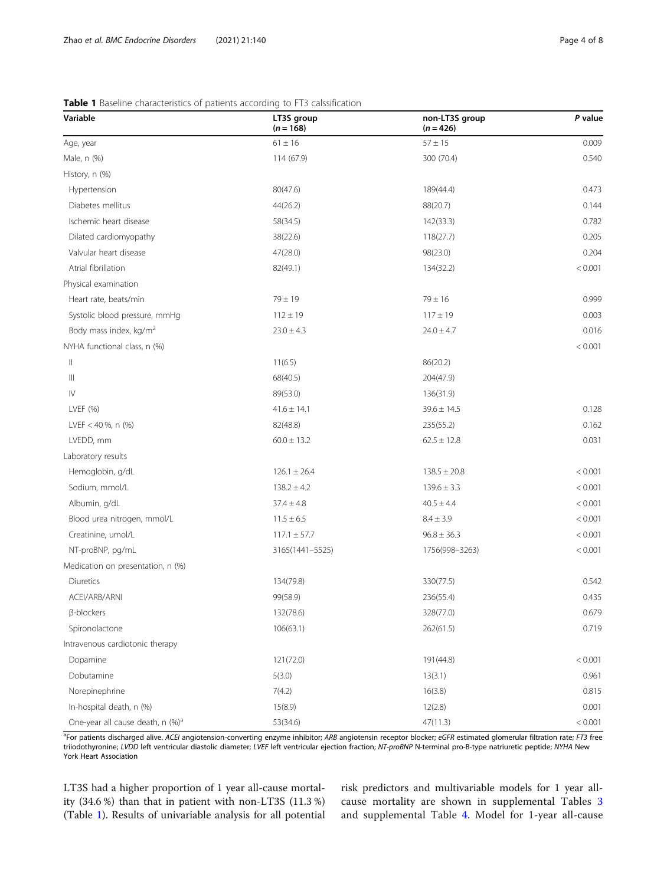**Table 1** Baseline characteristics of patients according to FT3 calssification

| Variable | LT3S group (*n* = 168) | non-LT3S group (*n* = 426) | *P* value |
|---|---|---|---|
| Age, year | 61 ± 16 | 57 ± 15 | 0.009 |
| Male, n (%) | 114 (67.9) | 300 (70.4) | 0.540 |
| History, n (%) | | | |
| Hypertension | 80(47.6) | 189(44.4) | 0.473 |
| Diabetes mellitus | 44(26.2) | 88(20.7) | 0.144 |
| Ischemic heart disease | 58(34.5) | 142(33.3) | 0.782 |
| Dilated cardiomyopathy | 38(22.6) | 118(27.7) | 0.205 |
| Valvular heart disease | 47(28.0) | 98(23.0) | 0.204 |
| Atrial fibrillation | 82(49.1) | 134(32.2) | < 0.001 |
| Physical examination | | | |
| Heart rate, beats/min | 79 ± 19 | 79 ± 16 | 0.999 |
| Systolic blood pressure, mmHg | 112 ± 19 | 117 ± 19 | 0.003 |
| Body mass index, kg/m$^2$ | 23.0 ± 4.3 | 24.0 ± 4.7 | 0.016 |
| NYHA functional class, n (%) | | | < 0.001 |
| II | 11(6.5) | 86(20.2) | |
| III | 68(40.5) | 204(47.9) | |
| IV | 89(53.0) | 136(31.9) | |
| LVEF (%) | 41.6 ± 14.1 | 39.6 ± 14.5 | 0.128 |
| LVEF < 40 %, n (%) | 82(48.8) | 235(55.2) | 0.162 |
| LVEDD, mm | 60.0 ± 13.2 | 62.5 ± 12.8 | 0.031 |
| Laboratory results | | | |
| Hemoglobin, g/dL | 126.1 ± 26.4 | 138.5 ± 20.8 | < 0.001 |
| Sodium, mmol/L | 138.2 ± 4.2 | 139.6 ± 3.3 | < 0.001 |
| Albumin, g/dL | 37.4 ± 4.8 | 40.5 ± 4.4 | < 0.001 |
| Blood urea nitrogen, mmol/L | 11.5 ± 6.5 | 8.4 ± 3.9 | < 0.001 |
| Creatinine, umol/L | 117.1 ± 57.7 | 96.8 ± 36.3 | < 0.001 |
| NT-proBNP, pg/mL | 3165(1441–5525) | 1756(998–3263) | < 0.001 |
| Medication on presentation, n (%) | | | |
| Diuretics | 134(79.8) | 330(77.5) | 0.542 |
| ACEI/ARB/ARNI | 99(58.9) | 236(55.4) | 0.435 |
| β-blockers | 132(78.6) | 328(77.0) | 0.679 |
| Spironolactone | 106(63.1) | 262(61.5) | 0.719 |
| Intravenous cardiotonic therapy | | | |
| Dopamine | 121(72.0) | 191(44.8) | < 0.001 |
| Dobutamine | 5(3.0) | 13(3.1) | 0.961 |
| Norepinephrine | 7(4.2) | 16(3.8) | 0.815 |
| In-hospital death, n (%) | 15(8.9) | 12(2.8) | 0.001 |
| One-year all cause death, n (%)[a] | 53(34.6) | 47(11.3) | < 0.001 |

[a]For patients discharged alive. *ACEI* angiotension-converting enzyme inhibitor; *ARB* angiotensin receptor blocker; *eGFR* estimated glomerular filtration rate; *FT3* free triiodothyronine; *LVDD* left ventricular diastolic diameter; *LVEF* left ventricular ejection fraction; *NT-proBNP* N-terminal pro-B-type natriuretic peptide; *NYHA* New York Heart Association

LT3S had a higher proportion of 1 year all-cause mortality (34.6 %) than that in patient with non-LT3S (11.3 %) (Table 1). Results of univariable analysis for all potential risk predictors and multivariable models for 1 year all-cause mortality are shown in supplemental Tables 3 and supplemental Table 4. Model for 1-year all-cause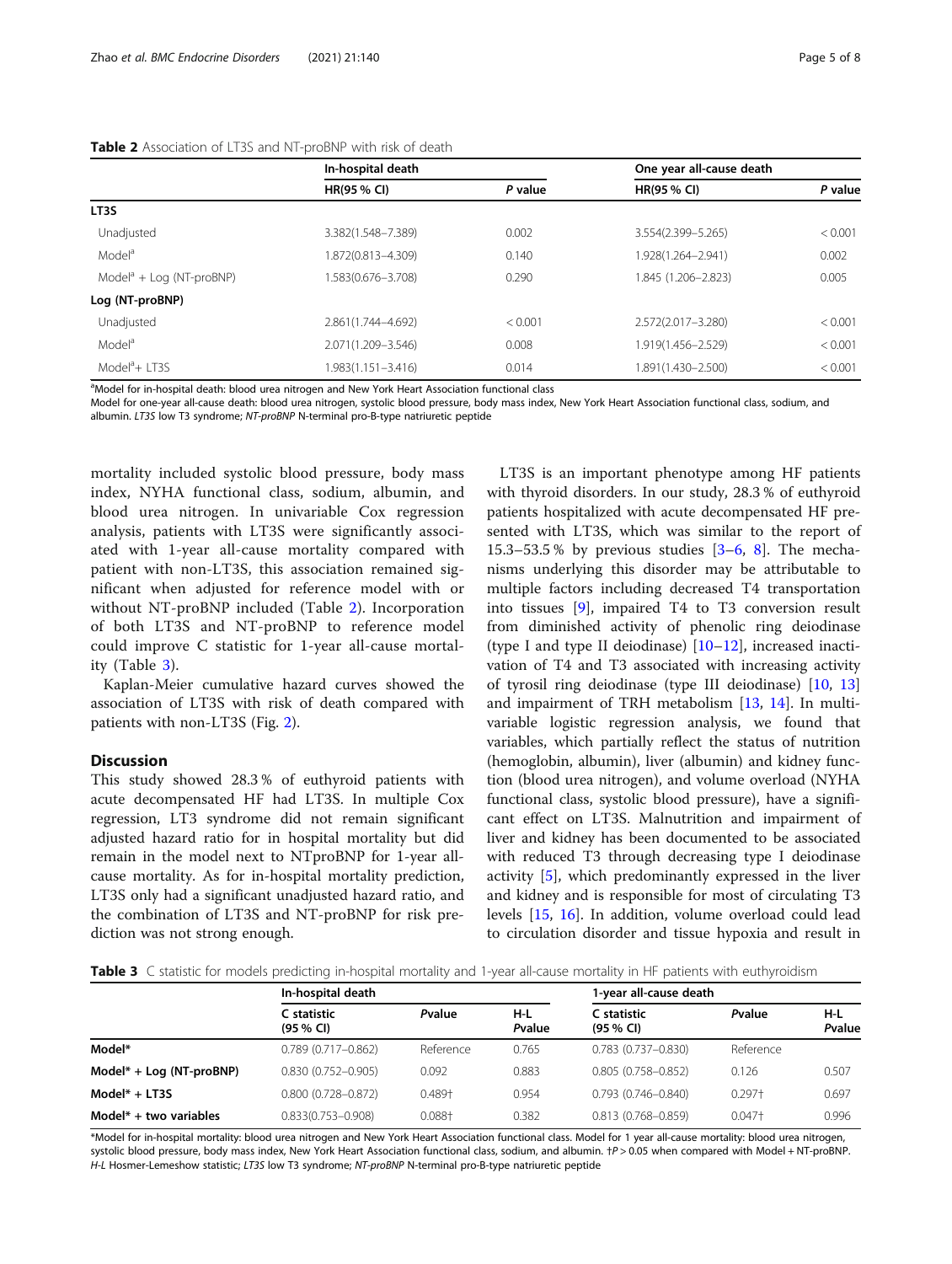**Table 2** Association of LT3S and NT-proBNP with risk of death

| | In-hospital death | | One year all-cause death | |
|---|---|---|---|---|
| | HR(95 % CI) | *P* value | HR(95 % CI) | *P* value |
| **LT3S** | | | | |
| Unadjusted | 3.382(1.548–7.389) | 0.002 | 3.554(2.399–5.265) | < 0.001 |
| Model[a] | 1.872(0.813–4.309) | 0.140 | 1.928(1.264–2.941) | 0.002 |
| Model[a] + Log (NT-proBNP) | 1.583(0.676–3.708) | 0.290 | 1.845 (1.206–2.823) | 0.005 |
| **Log (NT-proBNP)** | | | | |
| Unadjusted | 2.861(1.744–4.692) | < 0.001 | 2.572(2.017–3.280) | < 0.001 |
| Model[a] | 2.071(1.209–3.546) | 0.008 | 1.919(1.456–2.529) | < 0.001 |
| Model[a]+ LT3S | 1.983(1.151–3.416) | 0.014 | 1.891(1.430–2.500) | < 0.001 |

[a]Model for in-hospital death: blood urea nitrogen and New York Heart Association functional class
Model for one-year all-cause death: blood urea nitrogen, systolic blood pressure, body mass index, New York Heart Association functional class, sodium, and albumin. *LT3S* low T3 syndrome; *NT-proBNP* N-terminal pro-B-type natriuretic peptide

mortality included systolic blood pressure, body mass index, NYHA functional class, sodium, albumin, and blood urea nitrogen. In univariable Cox regression analysis, patients with LT3S were significantly associated with 1-year all-cause mortality compared with patient with non-LT3S, this association remained significant when adjusted for reference model with or without NT-proBNP included (Table 2). Incorporation of both LT3S and NT-proBNP to reference model could improve C statistic for 1-year all-cause mortality (Table 3).

Kaplan-Meier cumulative hazard curves showed the association of LT3S with risk of death compared with patients with non-LT3S (Fig. 2).

## Discussion

This study showed 28.3 % of euthyroid patients with acute decompensated HF had LT3S. In multiple Cox regression, LT3 syndrome did not remain significant adjusted hazard ratio for in hospital mortality but did remain in the model next to NTproBNP for 1-year all-cause mortality. As for in-hospital mortality prediction, LT3S only had a significant unadjusted hazard ratio, and the combination of LT3S and NT-proBNP for risk prediction was not strong enough.

LT3S is an important phenotype among HF patients with thyroid disorders. In our study, 28.3 % of euthyroid patients hospitalized with acute decompensated HF presented with LT3S, which was similar to the report of 15.3–53.5 % by previous studies [3–6, 8]. The mechanisms underlying this disorder may be attributable to multiple factors including decreased T4 transportation into tissues [9], impaired T4 to T3 conversion result from diminished activity of phenolic ring deiodinase (type I and type II deiodinase) [10–12], increased inactivation of T4 and T3 associated with increasing activity of tyrosil ring deiodinase (type III deiodinase) [10, 13] and impairment of TRH metabolism [13, 14]. In multivariable logistic regression analysis, we found that variables, which partially reflect the status of nutrition (hemoglobin, albumin), liver (albumin) and kidney function (blood urea nitrogen), and volume overload (NYHA functional class, systolic blood pressure), have a significant effect on LT3S. Malnutrition and impairment of liver and kidney has been documented to be associated with reduced T3 through decreasing type I deiodinase activity [5], which predominantly expressed in the liver and kidney and is responsible for most of circulating T3 levels [15, 16]. In addition, volume overload could lead to circulation disorder and tissue hypoxia and result in

**Table 3** C statistic for models predicting in-hospital mortality and 1-year all-cause mortality in HF patients with euthyroidism

| | In-hospital death | | | 1-year all-cause death | | |
|---|---|---|---|---|---|---|
| | C statistic (95 % CI) | Pvalue | H-L Pvalue | C statistic (95 % CI) | Pvalue | H-L Pvalue |
| **Model*** | 0.789 (0.717–0.862) | Reference | 0.765 | 0.783 (0.737–0.830) | Reference | |
| **Model* + Log (NT-proBNP)** | 0.830 (0.752–0.905) | 0.092 | 0.883 | 0.805 (0.758–0.852) | 0.126 | 0.507 |
| **Model* + LT3S** | 0.800 (0.728–0.872) | 0.489† | 0.954 | 0.793 (0.746–0.840) | 0.297† | 0.697 |
| **Model* + two variables** | 0.833(0.753–0.908) | 0.088† | 0.382 | 0.813 (0.768–0.859) | 0.047† | 0.996 |

*Model for in-hospital mortality: blood urea nitrogen and New York Heart Association functional class. Model for 1 year all-cause mortality: blood urea nitrogen, systolic blood pressure, body mass index, New York Heart Association functional class, sodium, and albumin. †*P* > 0.05 when compared with Model + NT-proBNP. *H-L* Hosmer-Lemeshow statistic; *LT3S* low T3 syndrome; *NT-proBNP* N-terminal pro-B-type natriuretic peptide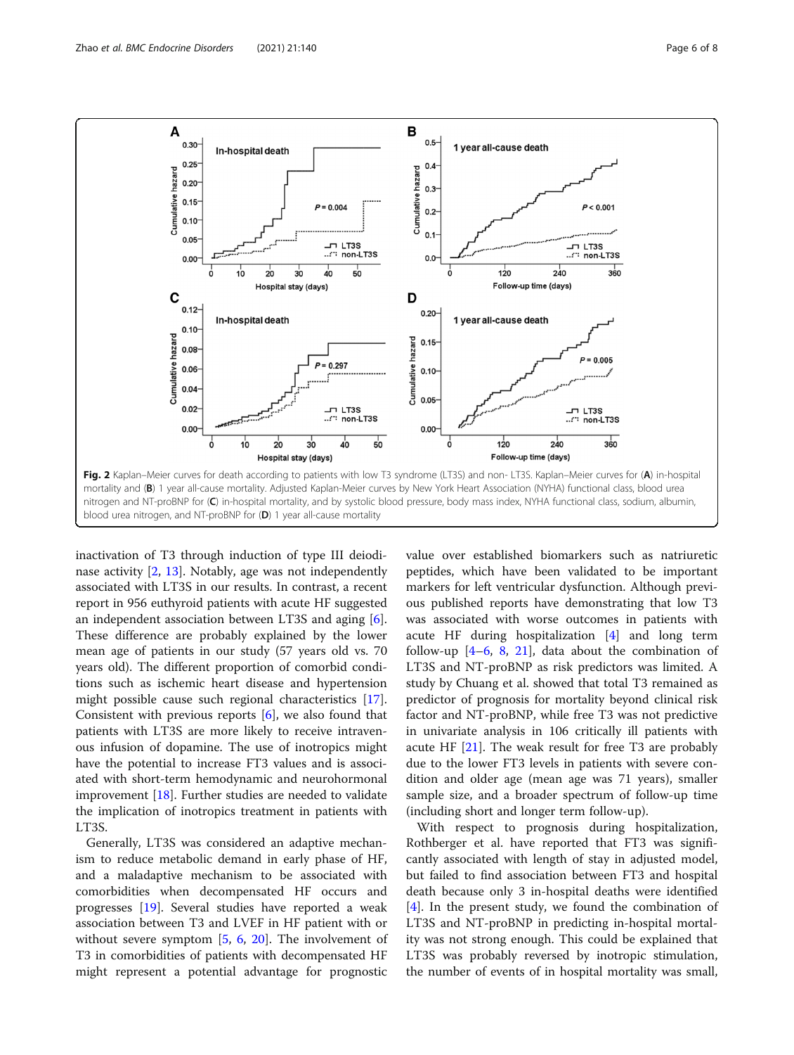Fig. 2 Kaplan–Meier curves for death according to patients with low T3 syndrome (LT3S) and non- LT3S. Kaplan–Meier curves for (**A**) in-hospital mortality and (**B**) 1 year all-cause mortality. Adjusted Kaplan-Meier curves by New York Heart Association (NYHA) functional class, blood urea nitrogen and NT-proBNP for (**C**) in-hospital mortality, and by systolic blood pressure, body mass index, NYHA functional class, sodium, albumin, blood urea nitrogen, and NT-proBNP for (**D**) 1 year all-cause mortality

inactivation of T3 through induction of type III deiodinase activity [2, 13]. Notably, age was not independently associated with LT3S in our results. In contrast, a recent report in 956 euthyroid patients with acute HF suggested an independent association between LT3S and aging [6]. These difference are probably explained by the lower mean age of patients in our study (57 years old vs. 70 years old). The different proportion of comorbid conditions such as ischemic heart disease and hypertension might possible cause such regional characteristics [17]. Consistent with previous reports [6], we also found that patients with LT3S are more likely to receive intravenous infusion of dopamine. The use of inotropics might have the potential to increase FT3 values and is associated with short-term hemodynamic and neurohormonal improvement [18]. Further studies are needed to validate the implication of inotropics treatment in patients with LT3S.

Generally, LT3S was considered an adaptive mechanism to reduce metabolic demand in early phase of HF, and a maladaptive mechanism to be associated with comorbidities when decompensated HF occurs and progresses [19]. Several studies have reported a weak association between T3 and LVEF in HF patient with or without severe symptom [5, 6, 20]. The involvement of T3 in comorbidities of patients with decompensated HF might represent a potential advantage for prognostic value over established biomarkers such as natriuretic peptides, which have been validated to be important markers for left ventricular dysfunction. Although previous published reports have demonstrating that low T3 was associated with worse outcomes in patients with acute HF during hospitalization [4] and long term follow-up [4–6, 8, 21], data about the combination of LT3S and NT-proBNP as risk predictors was limited. A study by Chuang et al. showed that total T3 remained as predictor of prognosis for mortality beyond clinical risk factor and NT-proBNP, while free T3 was not predictive in univariate analysis in 106 critically ill patients with acute HF [21]. The weak result for free T3 are probably due to the lower FT3 levels in patients with severe condition and older age (mean age was 71 years), smaller sample size, and a broader spectrum of follow-up time (including short and longer term follow-up).

With respect to prognosis during hospitalization, Rothberger et al. have reported that FT3 was significantly associated with length of stay in adjusted model, but failed to find association between FT3 and hospital death because only 3 in-hospital deaths were identified [4]. In the present study, we found the combination of LT3S and NT-proBNP in predicting in-hospital mortality was not strong enough. This could be explained that LT3S was probably reversed by inotropic stimulation, the number of events of in hospital mortality was small,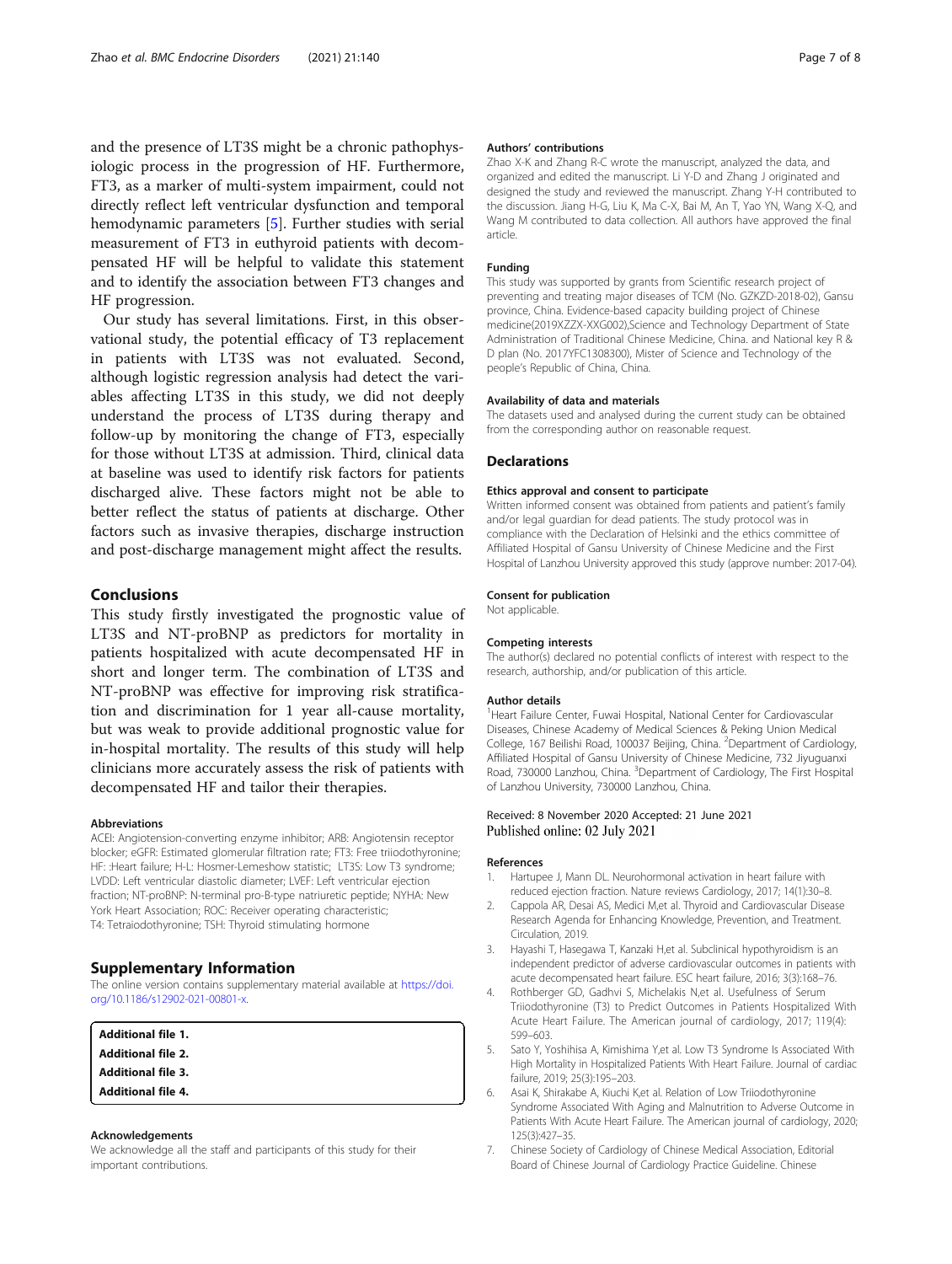and the presence of LT3S might be a chronic pathophysiologic process in the progression of HF. Furthermore, FT3, as a marker of multi-system impairment, could not directly reflect left ventricular dysfunction and temporal hemodynamic parameters [5]. Further studies with serial measurement of FT3 in euthyroid patients with decompensated HF will be helpful to validate this statement and to identify the association between FT3 changes and HF progression.

Our study has several limitations. First, in this observational study, the potential efficacy of T3 replacement in patients with LT3S was not evaluated. Second, although logistic regression analysis had detect the variables affecting LT3S in this study, we did not deeply understand the process of LT3S during therapy and follow-up by monitoring the change of FT3, especially for those without LT3S at admission. Third, clinical data at baseline was used to identify risk factors for patients discharged alive. These factors might not be able to better reflect the status of patients at discharge. Other factors such as invasive therapies, discharge instruction and post-discharge management might affect the results.

## Conclusions

This study firstly investigated the prognostic value of LT3S and NT-proBNP as predictors for mortality in patients hospitalized with acute decompensated HF in short and longer term. The combination of LT3S and NT-proBNP was effective for improving risk stratification and discrimination for 1 year all-cause mortality, but was weak to provide additional prognostic value for in-hospital mortality. The results of this study will help clinicians more accurately assess the risk of patients with decompensated HF and tailor their therapies.

#### Abbreviations

ACEI: Angiotensin-converting enzyme inhibitor; ARB: Angiotensin receptor blocker; eGFR: Estimated glomerular filtration rate; FT3: Free triiodothyronine; HF: :Heart failure; H-L: Hosmer-Lemeshow statistic; LT3S: Low T3 syndrome; LVDD: Left ventricular diastolic diameter; LVEF: Left ventricular ejection fraction; NT-proBNP: N-terminal pro-B-type natriuretic peptide; NYHA: New York Heart Association; ROC: Receiver operating characteristic; T4: Tetraiodothyronine; TSH: Thyroid stimulating hormone

## Supplementary Information

The online version contains supplementary material available at https://doi.org/10.1186/s12902-021-00801-x.

**Additional file 1.**
**Additional file 2.**
**Additional file 3.**
**Additional file 4.**

#### Acknowledgements

We acknowledge all the staff and participants of this study for their important contributions.

#### Authors' contributions

Zhao X-K and Zhang R-C wrote the manuscript, analyzed the data, and organized and edited the manuscript. Li Y-D and Zhang J originated and designed the study and reviewed the manuscript. Zhang Y-H contributed to the discussion. Jiang H-G, Liu K, Ma C-X, Bai M, An T, Yao YN, Wang X-Q, and Wang M contributed to data collection. All authors have approved the final article.

#### Funding

This study was supported by grants from Scientific research project of preventing and treating major diseases of TCM (No. GZKZD-2018-02), Gansu province, China. Evidence-based capacity building project of Chinese medicine(2019XZZX-XXG002),Science and Technology Department of State Administration of Traditional Chinese Medicine, China. and National key R & D plan (No. 2017YFC1308300), Mister of Science and Technology of the people's Republic of China, China.

#### Availability of data and materials

The datasets used and analysed during the current study can be obtained from the corresponding author on reasonable request.

## Declarations

#### Ethics approval and consent to participate

Written informed consent was obtained from patients and patient's family and/or legal guardian for dead patients. The study protocol was in compliance with the Declaration of Helsinki and the ethics committee of Affiliated Hospital of Gansu University of Chinese Medicine and the First Hospital of Lanzhou University approved this study (approve number: 2017-04).

#### Consent for publication

Not applicable.

#### Competing interests

The author(s) declared no potential conflicts of interest with respect to the research, authorship, and/or publication of this article.

#### Author details

[1]Heart Failure Center, Fuwai Hospital, National Center for Cardiovascular Diseases, Chinese Academy of Medical Sciences & Peking Union Medical College, 167 Beilishi Road, 100037 Beijing, China. [2]Department of Cardiology, Affiliated Hospital of Gansu University of Chinese Medicine, 732 Jiyuguanxi Road, 730000 Lanzhou, China. [3]Department of Cardiology, The First Hospital of Lanzhou University, 730000 Lanzhou, China.

Received: 8 November 2020 Accepted: 21 June 2021
Published online: 02 July 2021

#### References

1. Hartupee J, Mann DL. Neurohormonal activation in heart failure with reduced ejection fraction. Nature reviews Cardiology, 2017; 14(1):30–8.
2. Cappola AR, Desai AS, Medici M,et al. Thyroid and Cardiovascular Disease Research Agenda for Enhancing Knowledge, Prevention, and Treatment. Circulation, 2019.
3. Hayashi T, Hasegawa T, Kanzaki H,et al. Subclinical hypothyroidism is an independent predictor of adverse cardiovascular outcomes in patients with acute decompensated heart failure. ESC heart failure, 2016; 3(3):168–76.
4. Rothberger GD, Gadhvi S, Michelakis N,et al. Usefulness of Serum Triiodothyronine (T3) to Predict Outcomes in Patients Hospitalized With Acute Heart Failure. The American journal of cardiology, 2017; 119(4): 599–603.
5. Sato Y, Yoshihisa A, Kimishima Y,et al. Low T3 Syndrome Is Associated With High Mortality in Hospitalized Patients With Heart Failure. Journal of cardiac failure, 2019; 25(3):195–203.
6. Asai K, Shirakabe A, Kiuchi K,et al. Relation of Low Triiodothyronine Syndrome Associated With Aging and Malnutrition to Adverse Outcome in Patients With Acute Heart Failure. The American journal of cardiology, 2020; 125(3):427–35.
7. Chinese Society of Cardiology of Chinese Medical Association, Editorial Board of Chinese Journal of Cardiology Practice Guideline. Chinese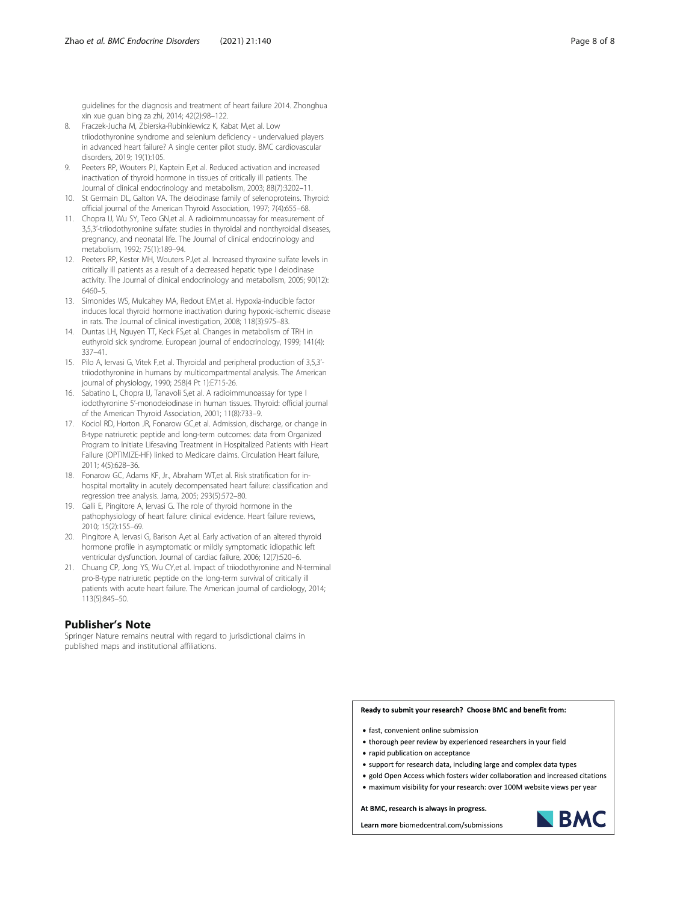guidelines for the diagnosis and treatment of heart failure 2014. Zhonghua xin xue guan bing za zhi, 2014; 42(2):98–122.

8. Fraczek-Jucha M, Zbierska-Rubinkiewicz K, Kabat M,et al. Low triiodothyronine syndrome and selenium deficiency - undervalued players in advanced heart failure? A single center pilot study. BMC cardiovascular disorders, 2019; 19(1):105.
9. Peeters RP, Wouters PJ, Kaptein E,et al. Reduced activation and increased inactivation of thyroid hormone in tissues of critically ill patients. The Journal of clinical endocrinology and metabolism, 2003; 88(7):3202–11.
10. St Germain DL, Galton VA. The deiodinase family of selenoproteins. Thyroid: official journal of the American Thyroid Association, 1997; 7(4):655–68.
11. Chopra IJ, Wu SY, Teco GN,et al. A radioimmunoassay for measurement of 3,5,3′-triiodothyronine sulfate: studies in thyroidal and nonthyroidal diseases, pregnancy, and neonatal life. The Journal of clinical endocrinology and metabolism, 1992; 75(1):189–94.
12. Peeters RP, Kester MH, Wouters PJ,et al. Increased thyroxine sulfate levels in critically ill patients as a result of a decreased hepatic type I deiodinase activity. The Journal of clinical endocrinology and metabolism, 2005; 90(12): 6460–5.
13. Simonides WS, Mulcahey MA, Redout EM,et al. Hypoxia-inducible factor induces local thyroid hormone inactivation during hypoxic-ischemic disease in rats. The Journal of clinical investigation, 2008; 118(3):975–83.
14. Duntas LH, Nguyen TT, Keck FS,et al. Changes in metabolism of TRH in euthyroid sick syndrome. European journal of endocrinology, 1999; 141(4): 337–41.
15. Pilo A, Iervasi G, Vitek F,et al. Thyroidal and peripheral production of 3,5,3′-triiodothyronine in humans by multicompartmental analysis. The American journal of physiology, 1990; 258(4 Pt 1):E715-26.
16. Sabatino L, Chopra IJ, Tanavoli S,et al. A radioimmunoassay for type I iodothyronine 5′-monodeiodinase in human tissues. Thyroid: official journal of the American Thyroid Association, 2001; 11(8):733–9.
17. Kociol RD, Horton JR, Fonarow GC,et al. Admission, discharge, or change in B-type natriuretic peptide and long-term outcomes: data from Organized Program to Initiate Lifesaving Treatment in Hospitalized Patients with Heart Failure (OPTIMIZE-HF) linked to Medicare claims. Circulation Heart failure, 2011; 4(5):628–36.
18. Fonarow GC, Adams KF, Jr., Abraham WT,et al. Risk stratification for in-hospital mortality in acutely decompensated heart failure: classification and regression tree analysis. Jama, 2005; 293(5):572–80.
19. Galli E, Pingitore A, Iervasi G. The role of thyroid hormone in the pathophysiology of heart failure: clinical evidence. Heart failure reviews, 2010; 15(2):155–69.
20. Pingitore A, Iervasi G, Barison A,et al. Early activation of an altered thyroid hormone profile in asymptomatic or mildly symptomatic idiopathic left ventricular dysfunction. Journal of cardiac failure, 2006; 12(7):520–6.
21. Chuang CP, Jong YS, Wu CY,et al. Impact of triiodothyronine and N-terminal pro-B-type natriuretic peptide on the long-term survival of critically ill patients with acute heart failure. The American journal of cardiology, 2014; 113(5):845–50.

## Publisher's Note

Springer Nature remains neutral with regard to jurisdictional claims in published maps and institutional affiliations.

**Ready to submit your research? Choose BMC and benefit from:**

- fast, convenient online submission
- thorough peer review by experienced researchers in your field
- rapid publication on acceptance
- support for research data, including large and complex data types
- gold Open Access which fosters wider collaboration and increased citations
- maximum visibility for your research: over 100M website views per year

**At BMC, research is always in progress.**

**Learn more** biomedcentral.com/submissions